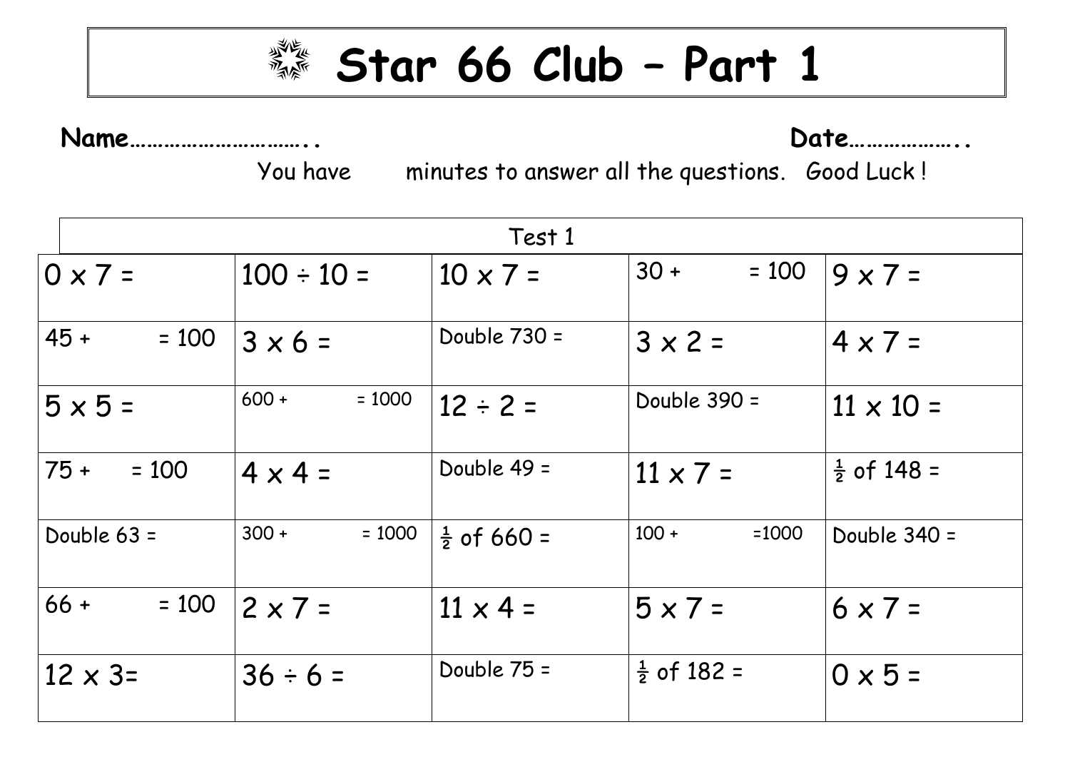# ✵ Star 66 Club – Part 1

**Name…………………………..** **Date………………..**

You have minutes to answer all the questions. Good Luck !

| Test 1 | | | | |
|---|---|---|---|---|
| 0 x 7 = | 100 ÷ 10 = | 10 x 7 = | 30 + = 100 | 9 x 7 = |
| 45 + = 100 | 3 x 6 = | Double 730 = | 3 x 2 = | 4 x 7 = |
| 5 x 5 = | 600 + = 1000 | 12 ÷ 2 = | Double 390 = | 11 x 10 = |
| 75 + = 100 | 4 x 4 = | Double 49 = | 11 x 7 = | ½ of 148 = |
| Double 63 = | 300 + = 1000 | ½ of 660 = | 100 + =1000 | Double 340 = |
| 66 + = 100 | 2 x 7 = | 11 x 4 = | 5 x 7 = | 6 x 7 = |
| 12 x 3= | 36 ÷ 6 = | Double 75 = | ½ of 182 = | 0 x 5 = |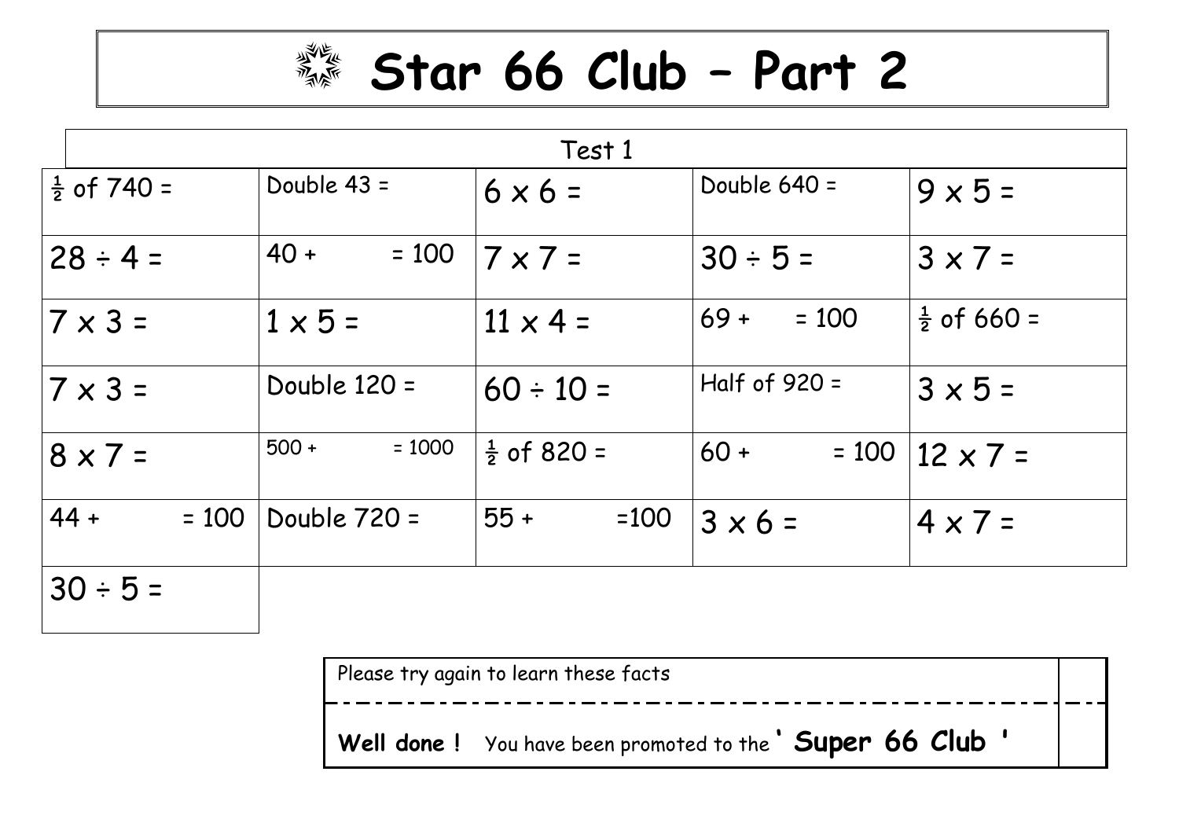# Star 66 Club – Part 2

| Test 1 | | | | |
|---|---|---|---|---|
| ½ of 740 = | Double 43 = | 6 x 6 = | Double 640 = | 9 x 5 = |
| 28 ÷ 4 = | 40 + = 100 | 7 x 7 = | 30 ÷ 5 = | 3 x 7 = |
| 7 x 3 = | 1 x 5 = | 11 x 4 = | 69 + = 100 | ½ of 660 = |
| 7 x 3 = | Double 120 = | 60 ÷ 10 = | Half of 920 = | 3 x 5 = |
| 8 x 7 = | 500 + = 1000 | ½ of 820 = | 60 + = 100 | 12 x 7 = |
| 44 + = 100 | Double 720 = | 55 + =100 | 3 x 6 = | 4 x 7 = |
| 30 ÷ 5 = | | | | |

| | |
|---|---|
| Please try again to learn these facts | |
| **Well done !** You have been promoted to the **' Super 66 Club '** | |